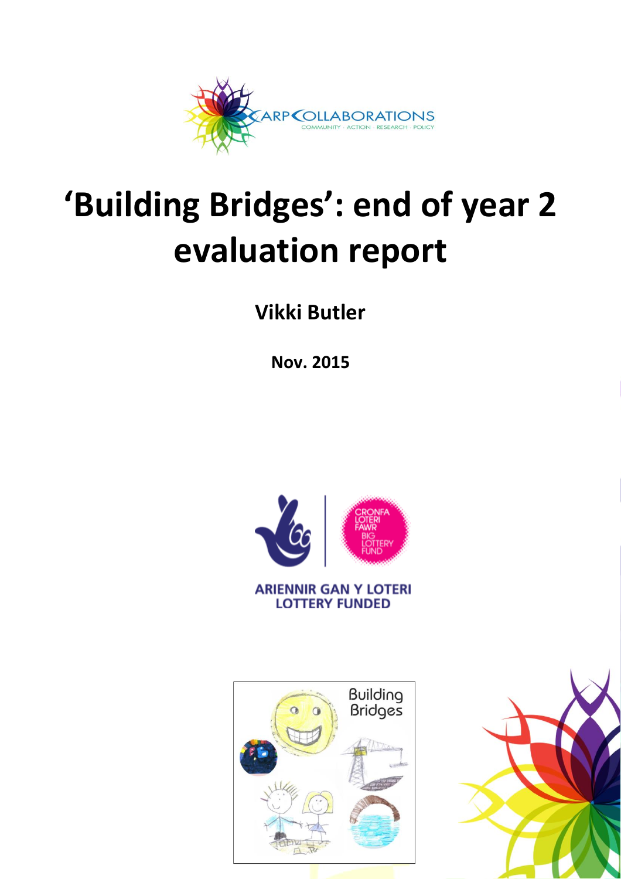# 'Building Bridges': end of year 2 evaluation report

**Vikki Butler**

**Nov. 2015**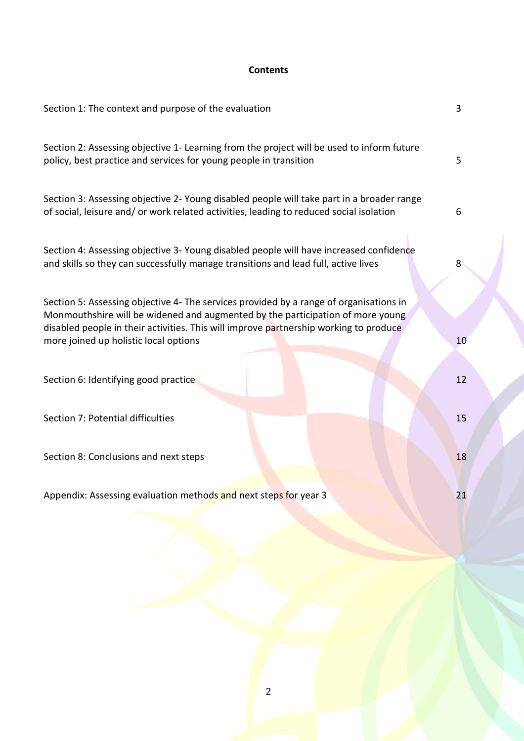**Contents**

| | |
|---|---|
| Section 1: The context and purpose of the evaluation | 3 |
| Section 2: Assessing objective 1- Learning from the project will be used to inform future policy, best practice and services for young people in transition | 5 |
| Section 3: Assessing objective 2- Young disabled people will take part in a broader range of social, leisure and/ or work related activities, leading to reduced social isolation | 6 |
| Section 4: Assessing objective 3- Young disabled people will have increased confidence and skills so they can successfully manage transitions and lead full, active lives | 8 |
| Section 5: Assessing objective 4- The services provided by a range of organisations in Monmouthshire will be widened and augmented by the participation of more young disabled people in their activities. This will improve partnership working to produce more joined up holistic local options | 10 |
| Section 6: Identifying good practice | 12 |
| Section 7: Potential difficulties | 15 |
| Section 8: Conclusions and next steps | 18 |
| Appendix: Assessing evaluation methods and next steps for year 3 | 21 |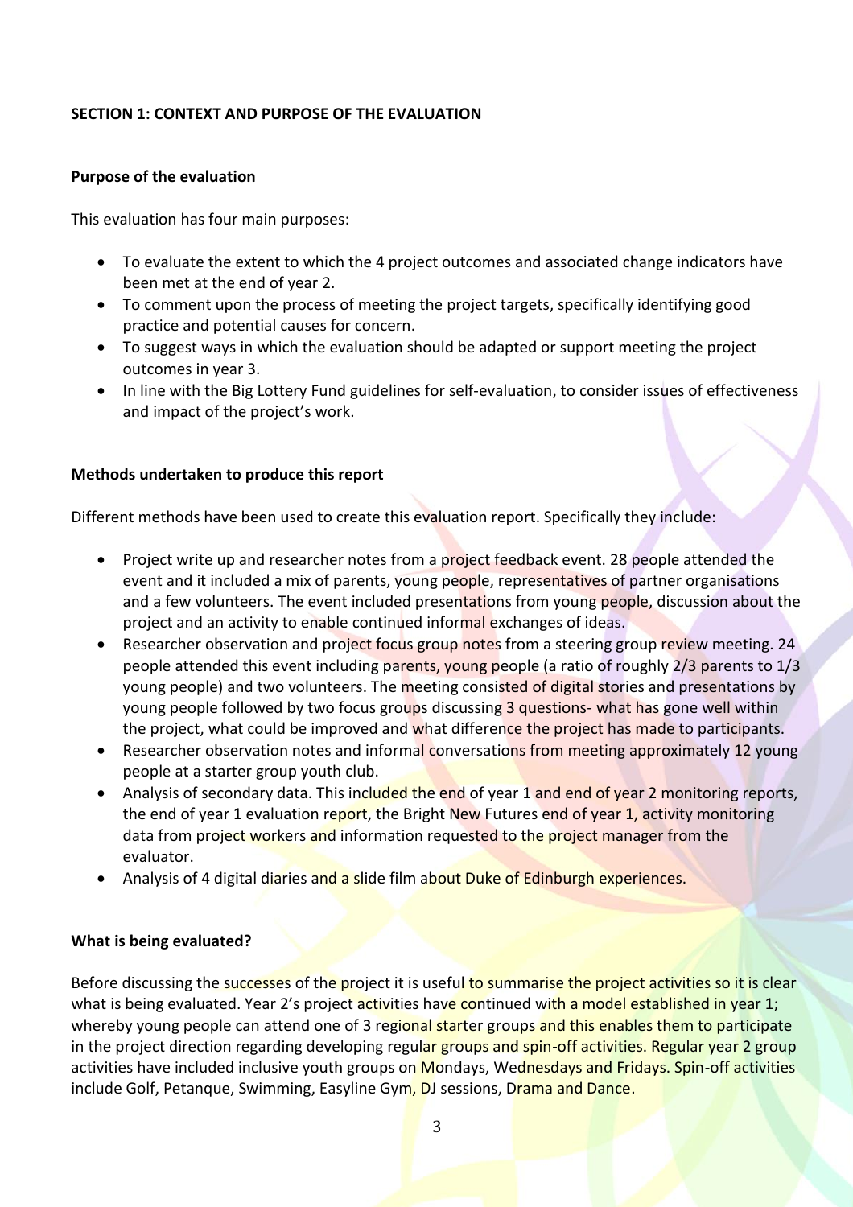## SECTION 1: CONTEXT AND PURPOSE OF THE EVALUATION

### Purpose of the evaluation

This evaluation has four main purposes:

- To evaluate the extent to which the 4 project outcomes and associated change indicators have been met at the end of year 2.
- To comment upon the process of meeting the project targets, specifically identifying good practice and potential causes for concern.
- To suggest ways in which the evaluation should be adapted or support meeting the project outcomes in year 3.
- In line with the Big Lottery Fund guidelines for self-evaluation, to consider issues of effectiveness and impact of the project's work.

### Methods undertaken to produce this report

Different methods have been used to create this evaluation report. Specifically they include:

- Project write up and researcher notes from a project feedback event. 28 people attended the event and it included a mix of parents, young people, representatives of partner organisations and a few volunteers. The event included presentations from young people, discussion about the project and an activity to enable continued informal exchanges of ideas.
- Researcher observation and project focus group notes from a steering group review meeting. 24 people attended this event including parents, young people (a ratio of roughly 2/3 parents to 1/3 young people) and two volunteers. The meeting consisted of digital stories and presentations by young people followed by two focus groups discussing 3 questions- what has gone well within the project, what could be improved and what difference the project has made to participants.
- Researcher observation notes and informal conversations from meeting approximately 12 young people at a starter group youth club.
- Analysis of secondary data. This included the end of year 1 and end of year 2 monitoring reports, the end of year 1 evaluation report, the Bright New Futures end of year 1, activity monitoring data from project workers and information requested to the project manager from the evaluator.
- Analysis of 4 digital diaries and a slide film about Duke of Edinburgh experiences.

### What is being evaluated?

Before discussing the successes of the project it is useful to summarise the project activities so it is clear what is being evaluated. Year 2's project activities have continued with a model established in year 1; whereby young people can attend one of 3 regional starter groups and this enables them to participate in the project direction regarding developing regular groups and spin-off activities. Regular year 2 group activities have included inclusive youth groups on Mondays, Wednesdays and Fridays. Spin-off activities include Golf, Petanque, Swimming, Easyline Gym, DJ sessions, Drama and Dance.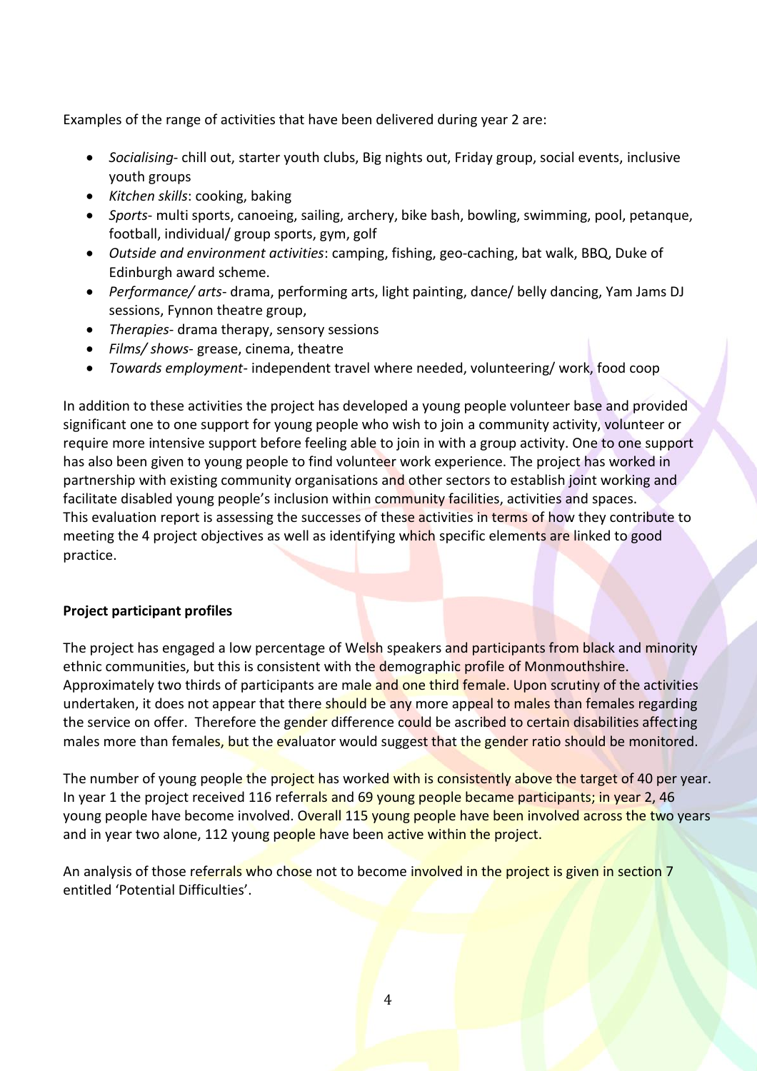Examples of the range of activities that have been delivered during year 2 are:

- *Socialising*- chill out, starter youth clubs, Big nights out, Friday group, social events, inclusive youth groups
- *Kitchen skills*: cooking, baking
- *Sports*- multi sports, canoeing, sailing, archery, bike bash, bowling, swimming, pool, petanque, football, individual/ group sports, gym, golf
- *Outside and environment activities*: camping, fishing, geo-caching, bat walk, BBQ, Duke of Edinburgh award scheme.
- *Performance/ arts*- drama, performing arts, light painting, dance/ belly dancing, Yam Jams DJ sessions, Fynnon theatre group,
- *Therapies*- drama therapy, sensory sessions
- *Films/ shows*- grease, cinema, theatre
- *Towards employment*- independent travel where needed, volunteering/ work, food coop

In addition to these activities the project has developed a young people volunteer base and provided significant one to one support for young people who wish to join a community activity, volunteer or require more intensive support before feeling able to join in with a group activity. One to one support has also been given to young people to find volunteer work experience. The project has worked in partnership with existing community organisations and other sectors to establish joint working and facilitate disabled young people's inclusion within community facilities, activities and spaces. This evaluation report is assessing the successes of these activities in terms of how they contribute to meeting the 4 project objectives as well as identifying which specific elements are linked to good practice.

**Project participant profiles**

The project has engaged a low percentage of Welsh speakers and participants from black and minority ethnic communities, but this is consistent with the demographic profile of Monmouthshire. Approximately two thirds of participants are male and one third female. Upon scrutiny of the activities undertaken, it does not appear that there should be any more appeal to males than females regarding the service on offer. Therefore the gender difference could be ascribed to certain disabilities affecting males more than females, but the evaluator would suggest that the gender ratio should be monitored.

The number of young people the project has worked with is consistently above the target of 40 per year. In year 1 the project received 116 referrals and 69 young people became participants; in year 2, 46 young people have become involved. Overall 115 young people have been involved across the two years and in year two alone, 112 young people have been active within the project.

An analysis of those referrals who chose not to become involved in the project is given in section 7 entitled 'Potential Difficulties'.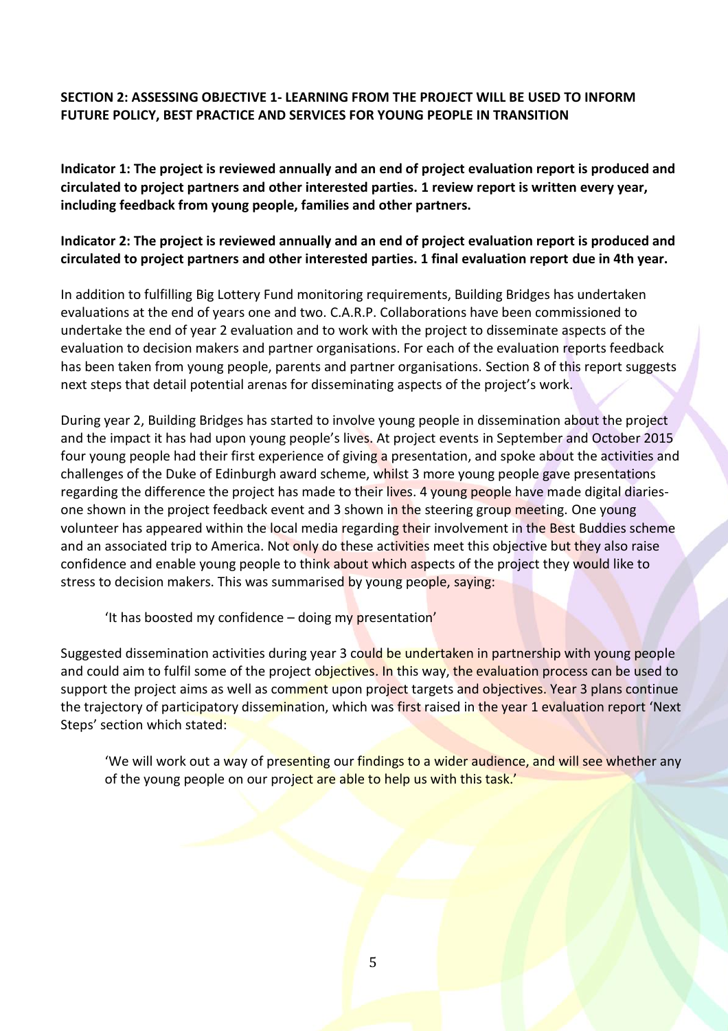## SECTION 2: ASSESSING OBJECTIVE 1- LEARNING FROM THE PROJECT WILL BE USED TO INFORM FUTURE POLICY, BEST PRACTICE AND SERVICES FOR YOUNG PEOPLE IN TRANSITION

**Indicator 1: The project is reviewed annually and an end of project evaluation report is produced and circulated to project partners and other interested parties. 1 review report is written every year, including feedback from young people, families and other partners.**

**Indicator 2: The project is reviewed annually and an end of project evaluation report is produced and circulated to project partners and other interested parties. 1 final evaluation report due in 4th year.**

In addition to fulfilling Big Lottery Fund monitoring requirements, Building Bridges has undertaken evaluations at the end of years one and two. C.A.R.P. Collaborations have been commissioned to undertake the end of year 2 evaluation and to work with the project to disseminate aspects of the evaluation to decision makers and partner organisations. For each of the evaluation reports feedback has been taken from young people, parents and partner organisations. Section 8 of this report suggests next steps that detail potential arenas for disseminating aspects of the project's work.

During year 2, Building Bridges has started to involve young people in dissemination about the project and the impact it has had upon young people's lives. At project events in September and October 2015 four young people had their first experience of giving a presentation, and spoke about the activities and challenges of the Duke of Edinburgh award scheme, whilst 3 more young people gave presentations regarding the difference the project has made to their lives. 4 young people have made digital diaries- one shown in the project feedback event and 3 shown in the steering group meeting. One young volunteer has appeared within the local media regarding their involvement in the Best Buddies scheme and an associated trip to America. Not only do these activities meet this objective but they also raise confidence and enable young people to think about which aspects of the project they would like to stress to decision makers. This was summarised by young people, saying:

> 'It has boosted my confidence – doing my presentation'

Suggested dissemination activities during year 3 could be undertaken in partnership with young people and could aim to fulfil some of the project objectives. In this way, the evaluation process can be used to support the project aims as well as comment upon project targets and objectives. Year 3 plans continue the trajectory of participatory dissemination, which was first raised in the year 1 evaluation report 'Next Steps' section which stated:

> 'We will work out a way of presenting our findings to a wider audience, and will see whether any of the young people on our project are able to help us with this task.'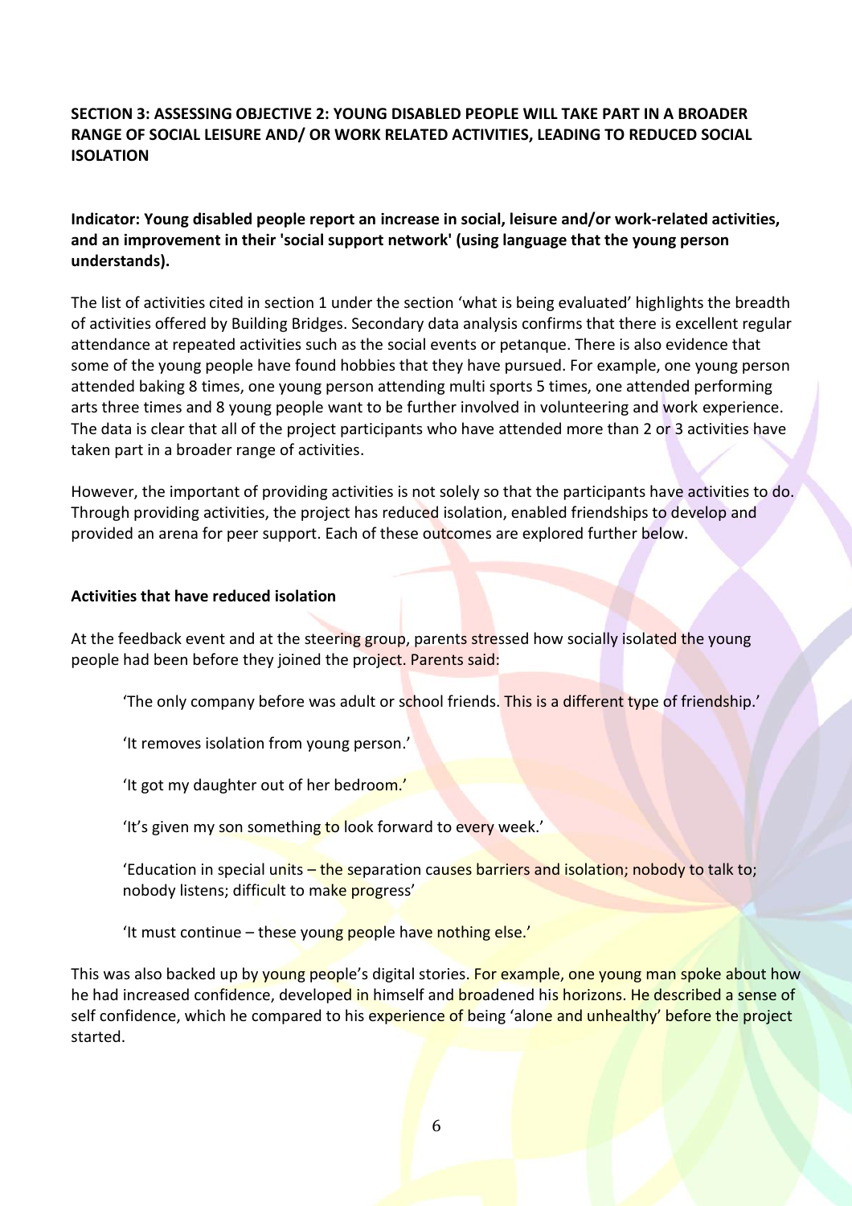## SECTION 3: ASSESSING OBJECTIVE 2: YOUNG DISABLED PEOPLE WILL TAKE PART IN A BROADER RANGE OF SOCIAL LEISURE AND/ OR WORK RELATED ACTIVITIES, LEADING TO REDUCED SOCIAL ISOLATION

**Indicator: Young disabled people report an increase in social, leisure and/or work-related activities, and an improvement in their 'social support network' (using language that the young person understands).**

The list of activities cited in section 1 under the section 'what is being evaluated' highlights the breadth of activities offered by Building Bridges. Secondary data analysis confirms that there is excellent regular attendance at repeated activities such as the social events or petanque. There is also evidence that some of the young people have found hobbies that they have pursued. For example, one young person attended baking 8 times, one young person attending multi sports 5 times, one attended performing arts three times and 8 young people want to be further involved in volunteering and work experience. The data is clear that all of the project participants who have attended more than 2 or 3 activities have taken part in a broader range of activities.

However, the important of providing activities is not solely so that the participants have activities to do. Through providing activities, the project has reduced isolation, enabled friendships to develop and provided an arena for peer support. Each of these outcomes are explored further below.

### Activities that have reduced isolation

At the feedback event and at the steering group, parents stressed how socially isolated the young people had been before they joined the project. Parents said:

> 'The only company before was adult or school friends. This is a different type of friendship.'
>
> 'It removes isolation from young person.'
>
> 'It got my daughter out of her bedroom.'
>
> 'It's given my son something to look forward to every week.'
>
> 'Education in special units – the separation causes barriers and isolation; nobody to talk to; nobody listens; difficult to make progress'
>
> 'It must continue – these young people have nothing else.'

This was also backed up by young people's digital stories. For example, one young man spoke about how he had increased confidence, developed in himself and broadened his horizons. He described a sense of self confidence, which he compared to his experience of being 'alone and unhealthy' before the project started.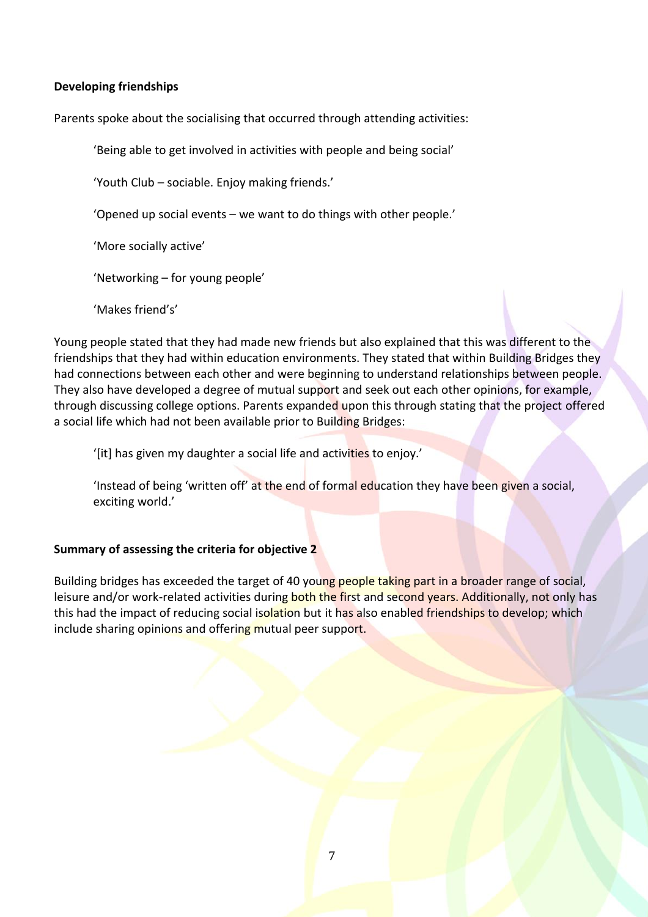**Developing friendships**

Parents spoke about the socialising that occurred through attending activities:

> 'Being able to get involved in activities with people and being social'
>
> 'Youth Club – sociable. Enjoy making friends.'
>
> 'Opened up social events – we want to do things with other people.'
>
> 'More socially active'
>
> 'Networking – for young people'
>
> 'Makes friend's'

Young people stated that they had made new friends but also explained that this was different to the friendships that they had within education environments. They stated that within Building Bridges they had connections between each other and were beginning to understand relationships between people. They also have developed a degree of mutual support and seek out each other opinions, for example, through discussing college options. Parents expanded upon this through stating that the project offered a social life which had not been available prior to Building Bridges:

> '[it] has given my daughter a social life and activities to enjoy.'
>
> 'Instead of being 'written off' at the end of formal education they have been given a social, exciting world.'

**Summary of assessing the criteria for objective 2**

Building bridges has exceeded the target of 40 young people taking part in a broader range of social, leisure and/or work-related activities during both the first and second years. Additionally, not only has this had the impact of reducing social isolation but it has also enabled friendships to develop; which include sharing opinions and offering mutual peer support.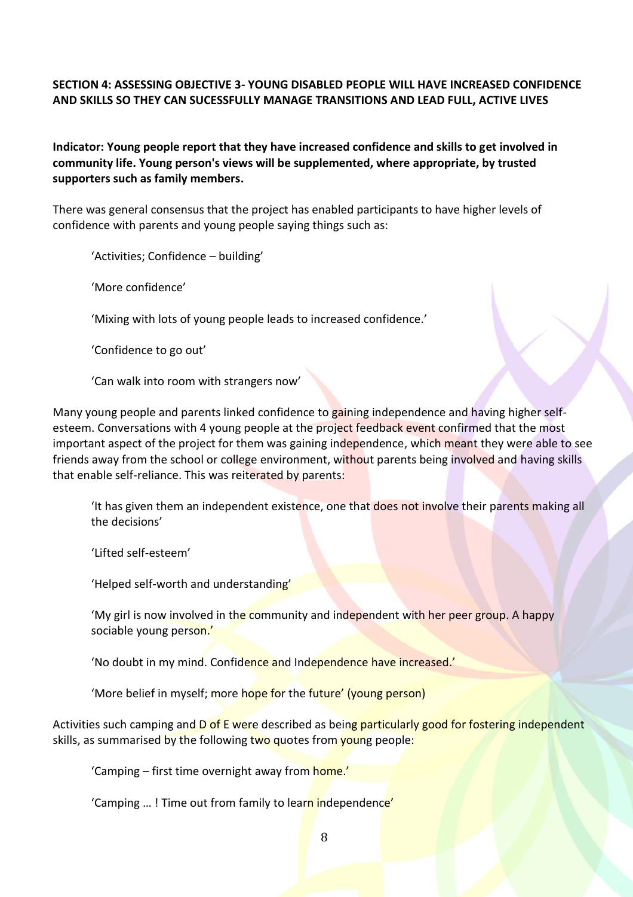**SECTION 4: ASSESSING OBJECTIVE 3- YOUNG DISABLED PEOPLE WILL HAVE INCREASED CONFIDENCE AND SKILLS SO THEY CAN SUCESSFULLY MANAGE TRANSITIONS AND LEAD FULL, ACTIVE LIVES**

**Indicator: Young people report that they have increased confidence and skills to get involved in community life. Young person's views will be supplemented, where appropriate, by trusted supporters such as family members.**

There was general consensus that the project has enabled participants to have higher levels of confidence with parents and young people saying things such as:

> 'Activities; Confidence – building'
>
> 'More confidence'
>
> 'Mixing with lots of young people leads to increased confidence.'
>
> 'Confidence to go out'
>
> 'Can walk into room with strangers now'

Many young people and parents linked confidence to gaining independence and having higher self-esteem. Conversations with 4 young people at the project feedback event confirmed that the most important aspect of the project for them was gaining independence, which meant they were able to see friends away from the school or college environment, without parents being involved and having skills that enable self-reliance. This was reiterated by parents:

> 'It has given them an independent existence, one that does not involve their parents making all the decisions'
>
> 'Lifted self-esteem'
>
> 'Helped self-worth and understanding'
>
> 'My girl is now involved in the community and independent with her peer group. A happy sociable young person.'
>
> 'No doubt in my mind. Confidence and Independence have increased.'
>
> 'More belief in myself; more hope for the future' (young person)

Activities such camping and D of E were described as being particularly good for fostering independent skills, as summarised by the following two quotes from young people:

> 'Camping – first time overnight away from home.'
>
> 'Camping … ! Time out from family to learn independence'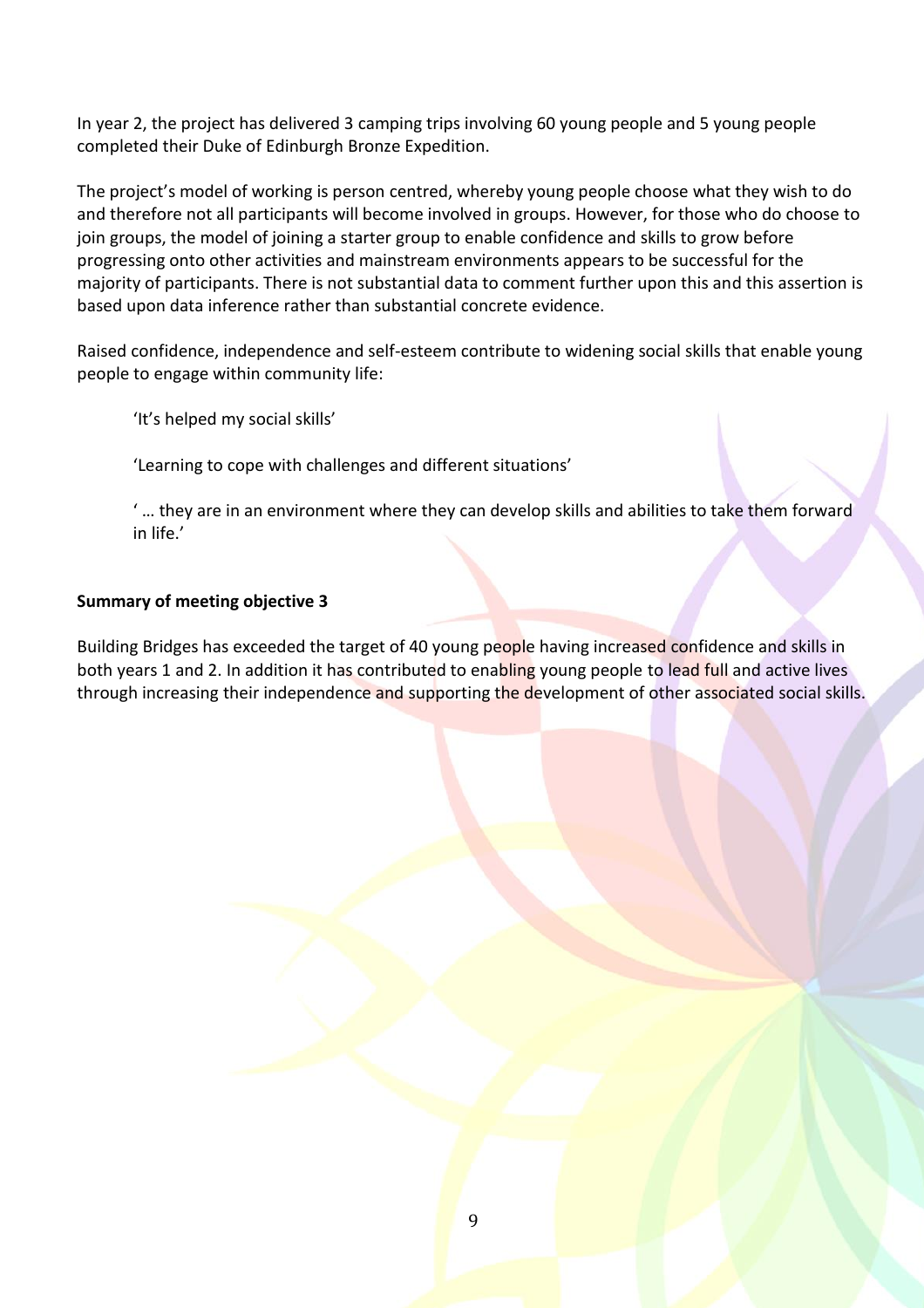In year 2, the project has delivered 3 camping trips involving 60 young people and 5 young people completed their Duke of Edinburgh Bronze Expedition.

The project's model of working is person centred, whereby young people choose what they wish to do and therefore not all participants will become involved in groups. However, for those who do choose to join groups, the model of joining a starter group to enable confidence and skills to grow before progressing onto other activities and mainstream environments appears to be successful for the majority of participants. There is not substantial data to comment further upon this and this assertion is based upon data inference rather than substantial concrete evidence.

Raised confidence, independence and self-esteem contribute to widening social skills that enable young people to engage within community life:

> 'It's helped my social skills'
>
> 'Learning to cope with challenges and different situations'
>
> ' … they are in an environment where they can develop skills and abilities to take them forward in life.'

**Summary of meeting objective 3**

Building Bridges has exceeded the target of 40 young people having increased confidence and skills in both years 1 and 2. In addition it has contributed to enabling young people to lead full and active lives through increasing their independence and supporting the development of other associated social skills.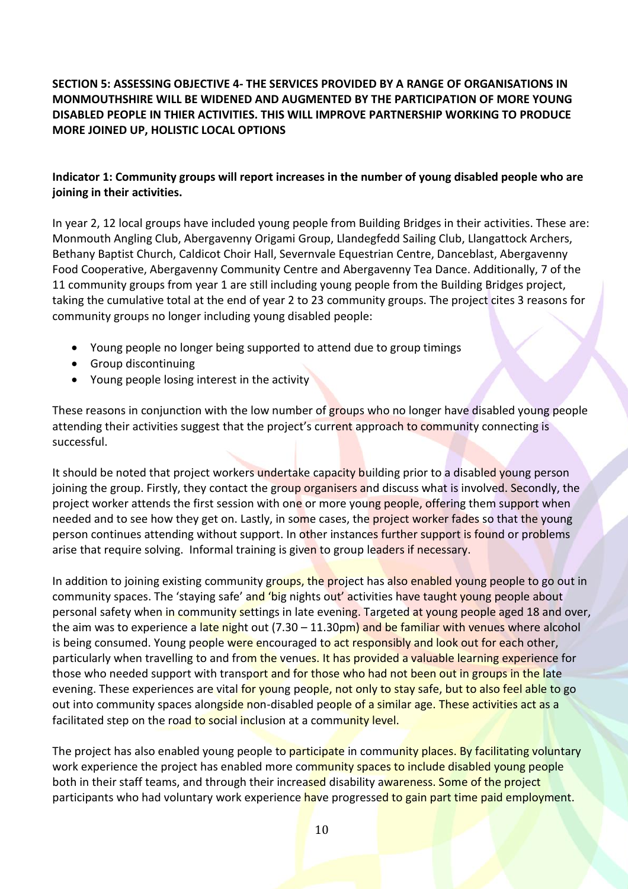**SECTION 5: ASSESSING OBJECTIVE 4- THE SERVICES PROVIDED BY A RANGE OF ORGANISATIONS IN MONMOUTHSHIRE WILL BE WIDENED AND AUGMENTED BY THE PARTICIPATION OF MORE YOUNG DISABLED PEOPLE IN THIER ACTIVITIES. THIS WILL IMPROVE PARTNERSHIP WORKING TO PRODUCE MORE JOINED UP, HOLISTIC LOCAL OPTIONS**

**Indicator 1: Community groups will report increases in the number of young disabled people who are joining in their activities.**

In year 2, 12 local groups have included young people from Building Bridges in their activities. These are: Monmouth Angling Club, Abergavenny Origami Group, Llandegfedd Sailing Club, Llangattock Archers, Bethany Baptist Church, Caldicot Choir Hall, Severnvale Equestrian Centre, Danceblast, Abergavenny Food Cooperative, Abergavenny Community Centre and Abergavenny Tea Dance. Additionally, 7 of the 11 community groups from year 1 are still including young people from the Building Bridges project, taking the cumulative total at the end of year 2 to 23 community groups. The project cites 3 reasons for community groups no longer including young disabled people:

- Young people no longer being supported to attend due to group timings
- Group discontinuing
- Young people losing interest in the activity

These reasons in conjunction with the low number of groups who no longer have disabled young people attending their activities suggest that the project's current approach to community connecting is successful.

It should be noted that project workers undertake capacity building prior to a disabled young person joining the group. Firstly, they contact the group organisers and discuss what is involved. Secondly, the project worker attends the first session with one or more young people, offering them support when needed and to see how they get on. Lastly, in some cases, the project worker fades so that the young person continues attending without support. In other instances further support is found or problems arise that require solving. Informal training is given to group leaders if necessary.

In addition to joining existing community groups, the project has also enabled young people to go out in community spaces. The 'staying safe' and 'big nights out' activities have taught young people about personal safety when in community settings in late evening. Targeted at young people aged 18 and over, the aim was to experience a late night out (7.30 – 11.30pm) and be familiar with venues where alcohol is being consumed. Young people were encouraged to act responsibly and look out for each other, particularly when travelling to and from the venues. It has provided a valuable learning experience for those who needed support with transport and for those who had not been out in groups in the late evening. These experiences are vital for young people, not only to stay safe, but to also feel able to go out into community spaces alongside non-disabled people of a similar age. These activities act as a facilitated step on the road to social inclusion at a community level.

The project has also enabled young people to participate in community places. By facilitating voluntary work experience the project has enabled more community spaces to include disabled young people both in their staff teams, and through their increased disability awareness. Some of the project participants who had voluntary work experience have progressed to gain part time paid employment.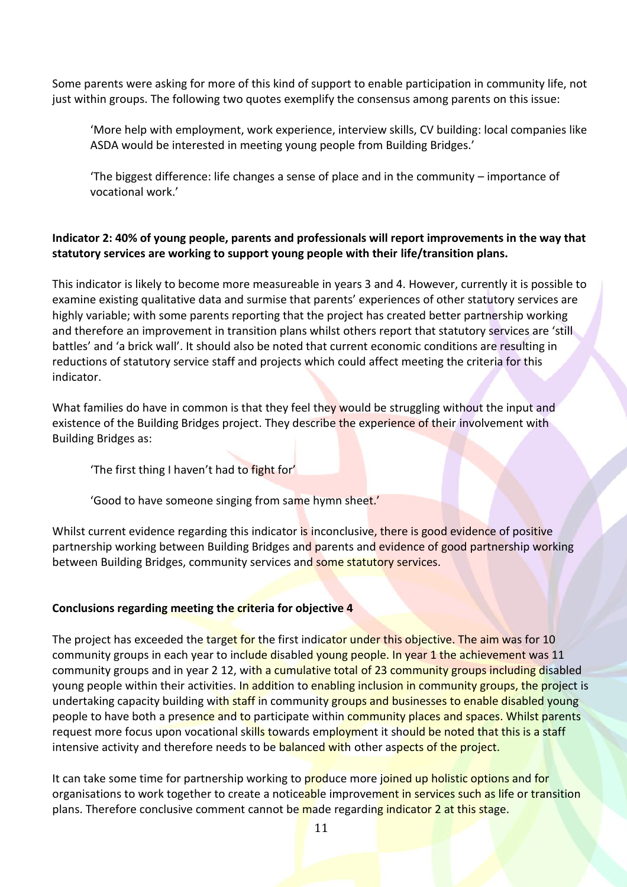Some parents were asking for more of this kind of support to enable participation in community life, not just within groups. The following two quotes exemplify the consensus among parents on this issue:

> 'More help with employment, work experience, interview skills, CV building: local companies like ASDA would be interested in meeting young people from Building Bridges.'

> 'The biggest difference: life changes a sense of place and in the community – importance of vocational work.'

**Indicator 2: 40% of young people, parents and professionals will report improvements in the way that statutory services are working to support young people with their life/transition plans.**

This indicator is likely to become more measureable in years 3 and 4. However, currently it is possible to examine existing qualitative data and surmise that parents' experiences of other statutory services are highly variable; with some parents reporting that the project has created better partnership working and therefore an improvement in transition plans whilst others report that statutory services are 'still battles' and 'a brick wall'. It should also be noted that current economic conditions are resulting in reductions of statutory service staff and projects which could affect meeting the criteria for this indicator.

What families do have in common is that they feel they would be struggling without the input and existence of the Building Bridges project. They describe the experience of their involvement with Building Bridges as:

> 'The first thing I haven't had to fight for'

> 'Good to have someone singing from same hymn sheet.'

Whilst current evidence regarding this indicator is inconclusive, there is good evidence of positive partnership working between Building Bridges and parents and evidence of good partnership working between Building Bridges, community services and some statutory services.

**Conclusions regarding meeting the criteria for objective 4**

The project has exceeded the target for the first indicator under this objective. The aim was for 10 community groups in each year to include disabled young people. In year 1 the achievement was 11 community groups and in year 2 12, with a cumulative total of 23 community groups including disabled young people within their activities. In addition to enabling inclusion in community groups, the project is undertaking capacity building with staff in community groups and businesses to enable disabled young people to have both a presence and to participate within community places and spaces. Whilst parents request more focus upon vocational skills towards employment it should be noted that this is a staff intensive activity and therefore needs to be balanced with other aspects of the project.

It can take some time for partnership working to produce more joined up holistic options and for organisations to work together to create a noticeable improvement in services such as life or transition plans. Therefore conclusive comment cannot be made regarding indicator 2 at this stage.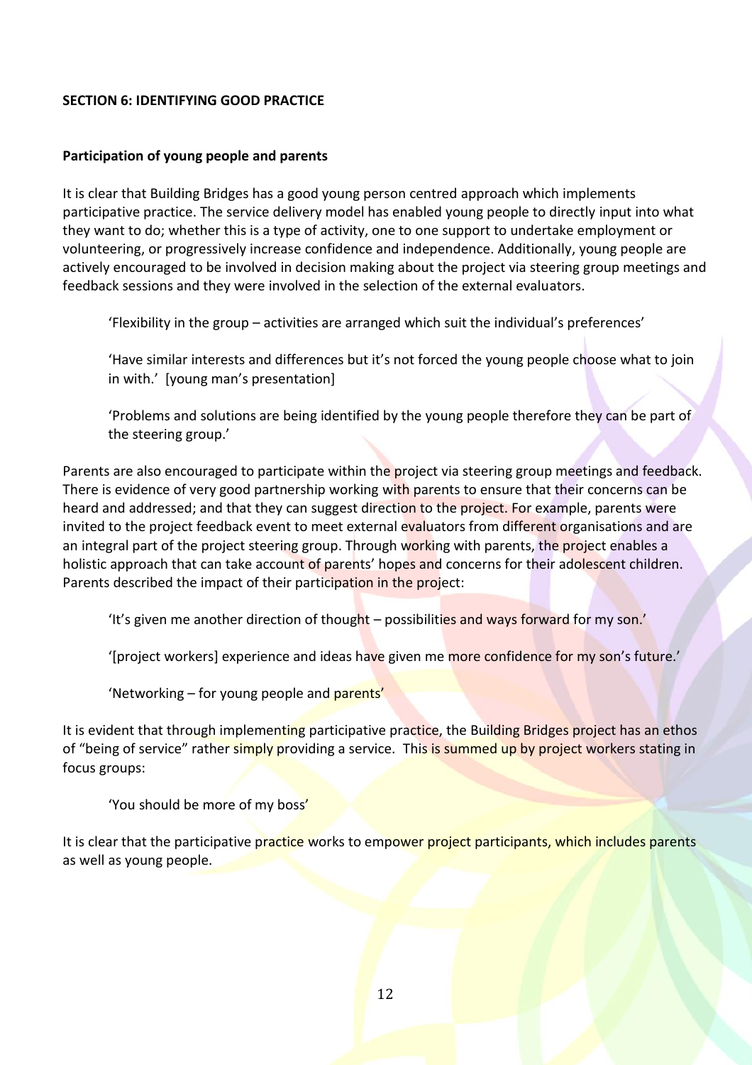## SECTION 6: IDENTIFYING GOOD PRACTICE

### Participation of young people and parents

It is clear that Building Bridges has a good young person centred approach which implements participative practice. The service delivery model has enabled young people to directly input into what they want to do; whether this is a type of activity, one to one support to undertake employment or volunteering, or progressively increase confidence and independence. Additionally, young people are actively encouraged to be involved in decision making about the project via steering group meetings and feedback sessions and they were involved in the selection of the external evaluators.

> 'Flexibility in the group – activities are arranged which suit the individual's preferences'
>
> 'Have similar interests and differences but it's not forced the young people choose what to join in with.' [young man's presentation]
>
> 'Problems and solutions are being identified by the young people therefore they can be part of the steering group.'

Parents are also encouraged to participate within the project via steering group meetings and feedback. There is evidence of very good partnership working with parents to ensure that their concerns can be heard and addressed; and that they can suggest direction to the project. For example, parents were invited to the project feedback event to meet external evaluators from different organisations and are an integral part of the project steering group. Through working with parents, the project enables a holistic approach that can take account of parents' hopes and concerns for their adolescent children. Parents described the impact of their participation in the project:

> 'It's given me another direction of thought – possibilities and ways forward for my son.'
>
> '[project workers] experience and ideas have given me more confidence for my son's future.'
>
> 'Networking – for young people and parents'

It is evident that through implementing participative practice, the Building Bridges project has an ethos of "being of service" rather simply providing a service. This is summed up by project workers stating in focus groups:

> 'You should be more of my boss'

It is clear that the participative practice works to empower project participants, which includes parents as well as young people.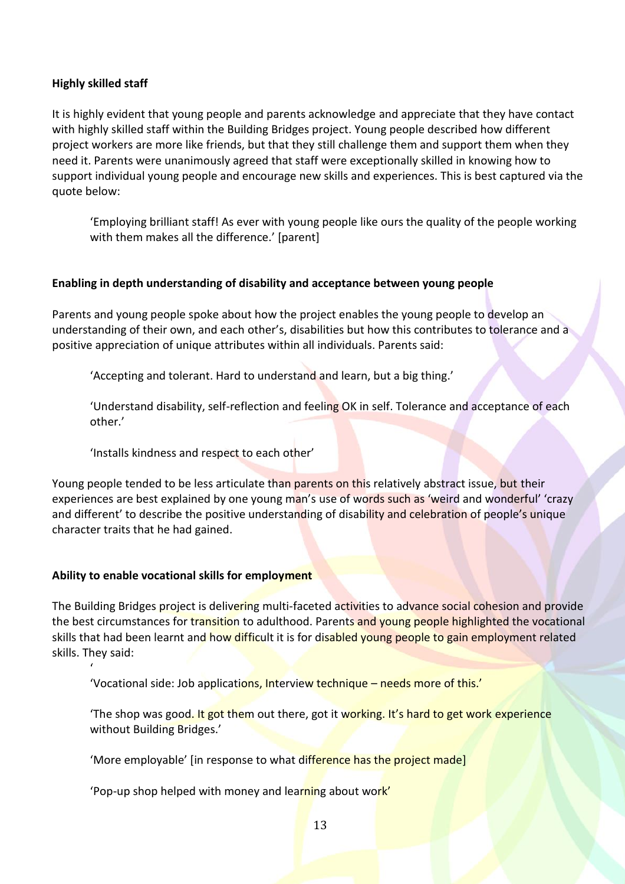**Highly skilled staff**

It is highly evident that young people and parents acknowledge and appreciate that they have contact with highly skilled staff within the Building Bridges project. Young people described how different project workers are more like friends, but that they still challenge them and support them when they need it. Parents were unanimously agreed that staff were exceptionally skilled in knowing how to support individual young people and encourage new skills and experiences. This is best captured via the quote below:

> 'Employing brilliant staff! As ever with young people like ours the quality of the people working with them makes all the difference.' [parent]

**Enabling in depth understanding of disability and acceptance between young people**

Parents and young people spoke about how the project enables the young people to develop an understanding of their own, and each other's, disabilities but how this contributes to tolerance and a positive appreciation of unique attributes within all individuals. Parents said:

> 'Accepting and tolerant. Hard to understand and learn, but a big thing.'
>
> 'Understand disability, self-reflection and feeling OK in self. Tolerance and acceptance of each other.'
>
> 'Installs kindness and respect to each other'

Young people tended to be less articulate than parents on this relatively abstract issue, but their experiences are best explained by one young man's use of words such as 'weird and wonderful' 'crazy and different' to describe the positive understanding of disability and celebration of people's unique character traits that he had gained.

**Ability to enable vocational skills for employment**

The Building Bridges project is delivering multi-faceted activities to advance social cohesion and provide the best circumstances for transition to adulthood. Parents and young people highlighted the vocational skills that had been learnt and how difficult it is for disabled young people to gain employment related skills. They said:

> '
>
> 'Vocational side: Job applications, Interview technique – needs more of this.'
>
> 'The shop was good. It got them out there, got it working. It's hard to get work experience without Building Bridges.'
>
> 'More employable' [in response to what difference has the project made]
>
> 'Pop-up shop helped with money and learning about work'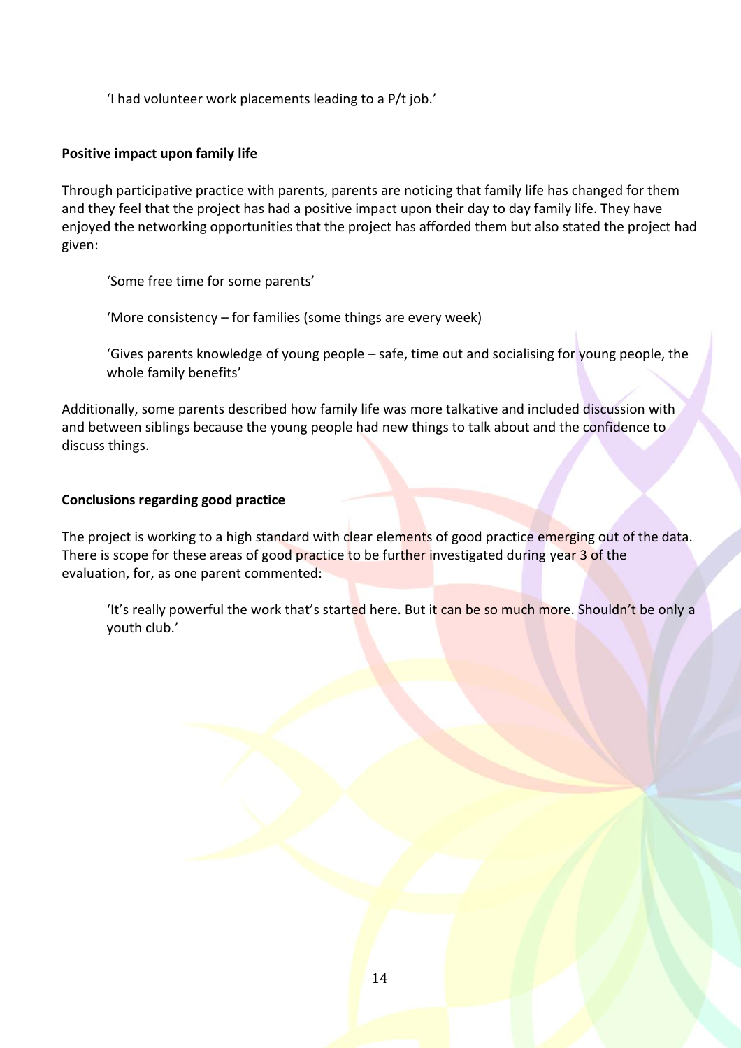> 'I had volunteer work placements leading to a P/t job.'

**Positive impact upon family life**

Through participative practice with parents, parents are noticing that family life has changed for them and they feel that the project has had a positive impact upon their day to day family life. They have enjoyed the networking opportunities that the project has afforded them but also stated the project had given:

> 'Some free time for some parents'
>
> 'More consistency – for families (some things are every week)
>
> 'Gives parents knowledge of young people – safe, time out and socialising for young people, the whole family benefits'

Additionally, some parents described how family life was more talkative and included discussion with and between siblings because the young people had new things to talk about and the confidence to discuss things.

**Conclusions regarding good practice**

The project is working to a high standard with clear elements of good practice emerging out of the data. There is scope for these areas of good practice to be further investigated during year 3 of the evaluation, for, as one parent commented:

> 'It's really powerful the work that's started here. But it can be so much more. Shouldn't be only a youth club.'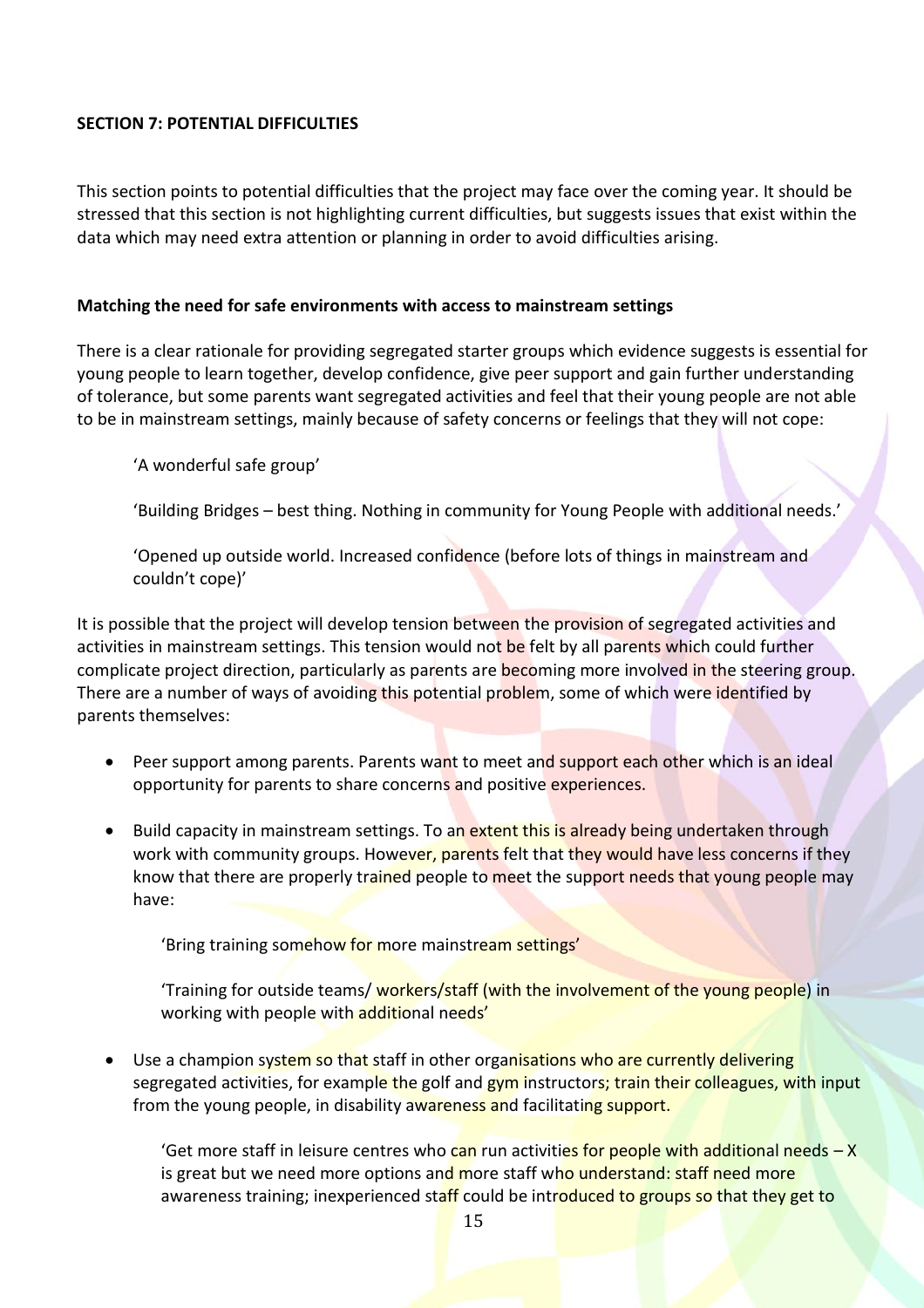**SECTION 7: POTENTIAL DIFFICULTIES**

This section points to potential difficulties that the project may face over the coming year. It should be stressed that this section is not highlighting current difficulties, but suggests issues that exist within the data which may need extra attention or planning in order to avoid difficulties arising.

**Matching the need for safe environments with access to mainstream settings**

There is a clear rationale for providing segregated starter groups which evidence suggests is essential for young people to learn together, develop confidence, give peer support and gain further understanding of tolerance, but some parents want segregated activities and feel that their young people are not able to be in mainstream settings, mainly because of safety concerns or feelings that they will not cope:

> 'A wonderful safe group'
>
> 'Building Bridges – best thing. Nothing in community for Young People with additional needs.'
>
> 'Opened up outside world. Increased confidence (before lots of things in mainstream and couldn't cope)'

It is possible that the project will develop tension between the provision of segregated activities and activities in mainstream settings. This tension would not be felt by all parents which could further complicate project direction, particularly as parents are becoming more involved in the steering group. There are a number of ways of avoiding this potential problem, some of which were identified by parents themselves:

- Peer support among parents. Parents want to meet and support each other which is an ideal opportunity for parents to share concerns and positive experiences.
- Build capacity in mainstream settings. To an extent this is already being undertaken through work with community groups. However, parents felt that they would have less concerns if they know that there are properly trained people to meet the support needs that young people may have:

  > 'Bring training somehow for more mainstream settings'
  >
  > 'Training for outside teams/ workers/staff (with the involvement of the young people) in working with people with additional needs'

- Use a champion system so that staff in other organisations who are currently delivering segregated activities, for example the golf and gym instructors; train their colleagues, with input from the young people, in disability awareness and facilitating support.

  > 'Get more staff in leisure centres who can run activities for people with additional needs – X is great but we need more options and more staff who understand: staff need more awareness training; inexperienced staff could be introduced to groups so that they get to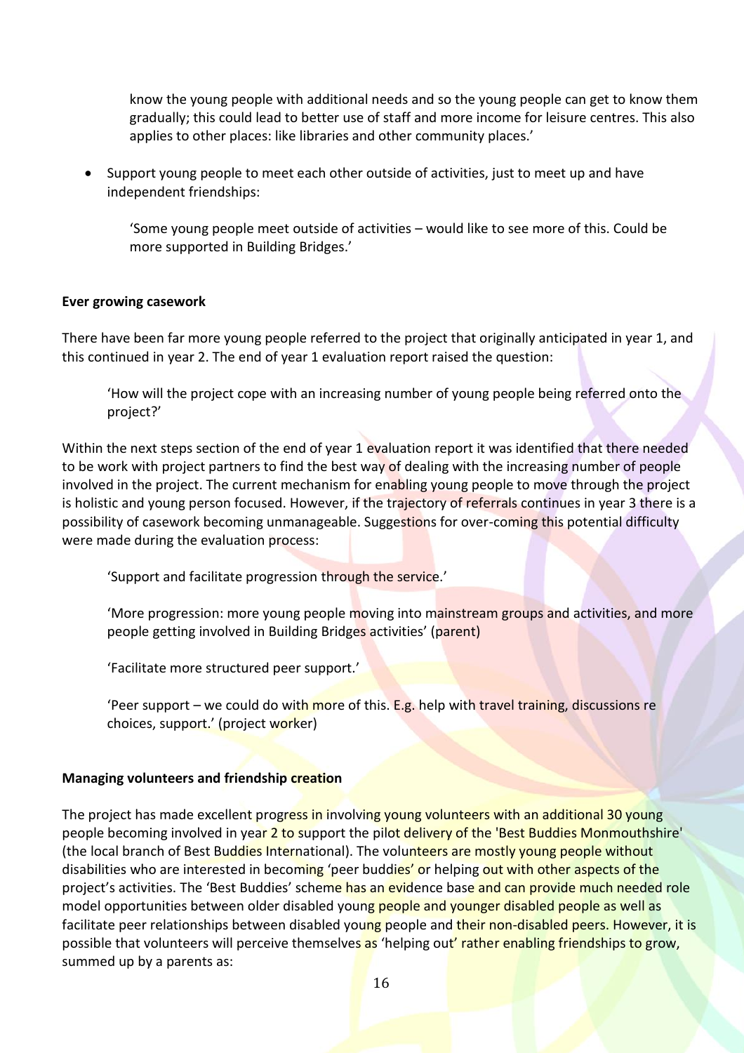know the young people with additional needs and so the young people can get to know them gradually; this could lead to better use of staff and more income for leisure centres. This also applies to other places: like libraries and other community places.'

- Support young people to meet each other outside of activities, just to meet up and have independent friendships:

  'Some young people meet outside of activities – would like to see more of this. Could be more supported in Building Bridges.'

**Ever growing casework**

There have been far more young people referred to the project that originally anticipated in year 1, and this continued in year 2. The end of year 1 evaluation report raised the question:

> 'How will the project cope with an increasing number of young people being referred onto the project?'

Within the next steps section of the end of year 1 evaluation report it was identified that there needed to be work with project partners to find the best way of dealing with the increasing number of people involved in the project. The current mechanism for enabling young people to move through the project is holistic and young person focused. However, if the trajectory of referrals continues in year 3 there is a possibility of casework becoming unmanageable. Suggestions for over-coming this potential difficulty were made during the evaluation process:

> 'Support and facilitate progression through the service.'
>
> 'More progression: more young people moving into mainstream groups and activities, and more people getting involved in Building Bridges activities' (parent)
>
> 'Facilitate more structured peer support.'
>
> 'Peer support – we could do with more of this. E.g. help with travel training, discussions re choices, support.' (project worker)

**Managing volunteers and friendship creation**

The project has made excellent progress in involving young volunteers with an additional 30 young people becoming involved in year 2 to support the pilot delivery of the 'Best Buddies Monmouthshire' (the local branch of Best Buddies International). The volunteers are mostly young people without disabilities who are interested in becoming 'peer buddies' or helping out with other aspects of the project's activities. The 'Best Buddies' scheme has an evidence base and can provide much needed role model opportunities between older disabled young people and younger disabled people as well as facilitate peer relationships between disabled young people and their non-disabled peers. However, it is possible that volunteers will perceive themselves as 'helping out' rather enabling friendships to grow, summed up by a parents as: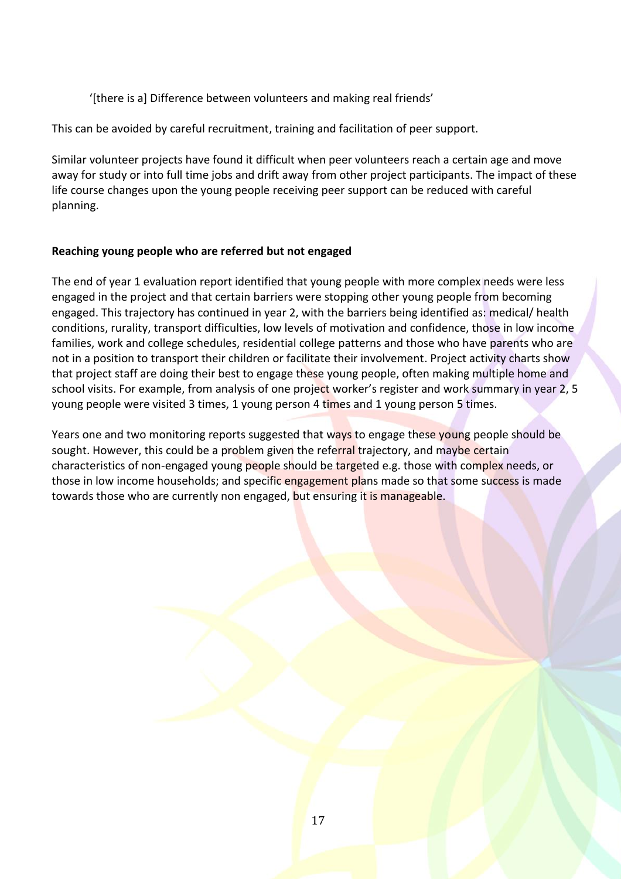'[there is a] Difference between volunteers and making real friends'

This can be avoided by careful recruitment, training and facilitation of peer support.

Similar volunteer projects have found it difficult when peer volunteers reach a certain age and move away for study or into full time jobs and drift away from other project participants. The impact of these life course changes upon the young people receiving peer support can be reduced with careful planning.

**Reaching young people who are referred but not engaged**

The end of year 1 evaluation report identified that young people with more complex needs were less engaged in the project and that certain barriers were stopping other young people from becoming engaged. This trajectory has continued in year 2, with the barriers being identified as: medical/ health conditions, rurality, transport difficulties, low levels of motivation and confidence, those in low income families, work and college schedules, residential college patterns and those who have parents who are not in a position to transport their children or facilitate their involvement. Project activity charts show that project staff are doing their best to engage these young people, often making multiple home and school visits. For example, from analysis of one project worker's register and work summary in year 2, 5 young people were visited 3 times, 1 young person 4 times and 1 young person 5 times.

Years one and two monitoring reports suggested that ways to engage these young people should be sought. However, this could be a problem given the referral trajectory, and maybe certain characteristics of non-engaged young people should be targeted e.g. those with complex needs, or those in low income households; and specific engagement plans made so that some success is made towards those who are currently non engaged, but ensuring it is manageable.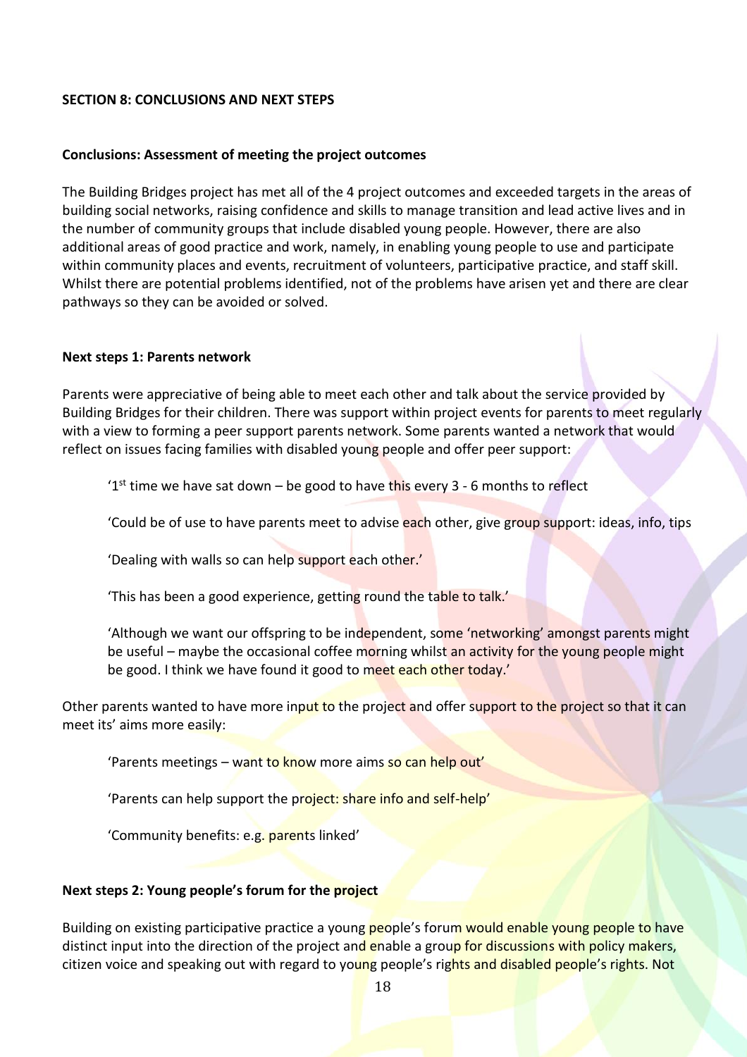**SECTION 8: CONCLUSIONS AND NEXT STEPS**

**Conclusions: Assessment of meeting the project outcomes**

The Building Bridges project has met all of the 4 project outcomes and exceeded targets in the areas of building social networks, raising confidence and skills to manage transition and lead active lives and in the number of community groups that include disabled young people. However, there are also additional areas of good practice and work, namely, in enabling young people to use and participate within community places and events, recruitment of volunteers, participative practice, and staff skill. Whilst there are potential problems identified, not of the problems have arisen yet and there are clear pathways so they can be avoided or solved.

**Next steps 1: Parents network**

Parents were appreciative of being able to meet each other and talk about the service provided by Building Bridges for their children. There was support within project events for parents to meet regularly with a view to forming a peer support parents network. Some parents wanted a network that would reflect on issues facing families with disabled young people and offer peer support:

> '1st time we have sat down – be good to have this every 3 - 6 months to reflect
>
> 'Could be of use to have parents meet to advise each other, give group support: ideas, info, tips
>
> 'Dealing with walls so can help support each other.'
>
> 'This has been a good experience, getting round the table to talk.'
>
> 'Although we want our offspring to be independent, some 'networking' amongst parents might be useful – maybe the occasional coffee morning whilst an activity for the young people might be good. I think we have found it good to meet each other today.'

Other parents wanted to have more input to the project and offer support to the project so that it can meet its' aims more easily:

> 'Parents meetings – want to know more aims so can help out'
>
> 'Parents can help support the project: share info and self-help'
>
> 'Community benefits: e.g. parents linked'

**Next steps 2: Young people's forum for the project**

Building on existing participative practice a young people's forum would enable young people to have distinct input into the direction of the project and enable a group for discussions with policy makers, citizen voice and speaking out with regard to young people's rights and disabled people's rights. Not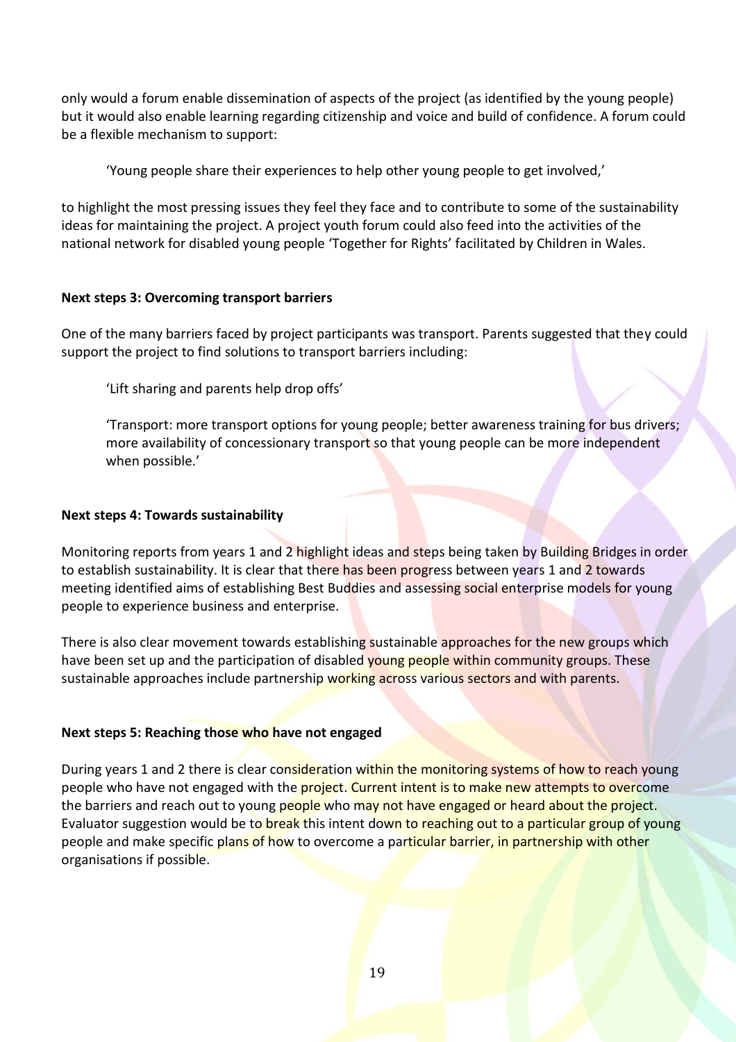only would a forum enable dissemination of aspects of the project (as identified by the young people) but it would also enable learning regarding citizenship and voice and build of confidence. A forum could be a flexible mechanism to support:

> 'Young people share their experiences to help other young people to get involved,'

to highlight the most pressing issues they feel they face and to contribute to some of the sustainability ideas for maintaining the project. A project youth forum could also feed into the activities of the national network for disabled young people 'Together for Rights' facilitated by Children in Wales.

**Next steps 3: Overcoming transport barriers**

One of the many barriers faced by project participants was transport. Parents suggested that they could support the project to find solutions to transport barriers including:

> 'Lift sharing and parents help drop offs'

> 'Transport: more transport options for young people; better awareness training for bus drivers; more availability of concessionary transport so that young people can be more independent when possible.'

**Next steps 4: Towards sustainability**

Monitoring reports from years 1 and 2 highlight ideas and steps being taken by Building Bridges in order to establish sustainability. It is clear that there has been progress between years 1 and 2 towards meeting identified aims of establishing Best Buddies and assessing social enterprise models for young people to experience business and enterprise.

There is also clear movement towards establishing sustainable approaches for the new groups which have been set up and the participation of disabled young people within community groups. These sustainable approaches include partnership working across various sectors and with parents.

**Next steps 5: Reaching those who have not engaged**

During years 1 and 2 there is clear consideration within the monitoring systems of how to reach young people who have not engaged with the project. Current intent is to make new attempts to overcome the barriers and reach out to young people who may not have engaged or heard about the project. Evaluator suggestion would be to break this intent down to reaching out to a particular group of young people and make specific plans of how to overcome a particular barrier, in partnership with other organisations if possible.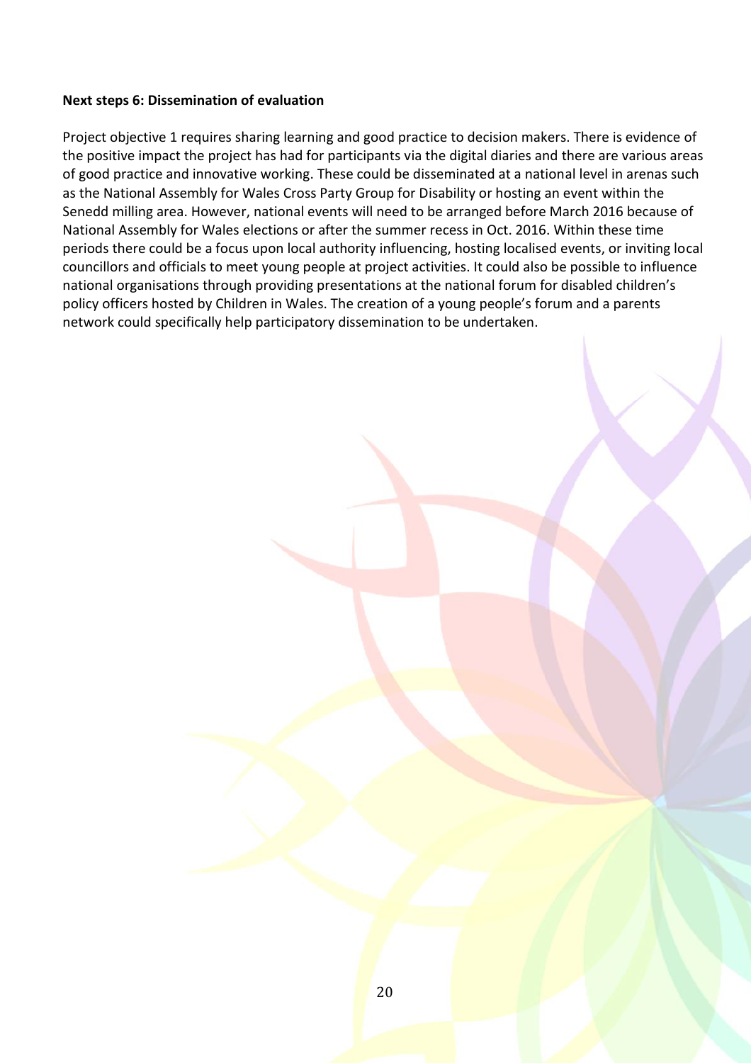**Next steps 6: Dissemination of evaluation**

Project objective 1 requires sharing learning and good practice to decision makers. There is evidence of the positive impact the project has had for participants via the digital diaries and there are various areas of good practice and innovative working. These could be disseminated at a national level in arenas such as the National Assembly for Wales Cross Party Group for Disability or hosting an event within the Senedd milling area. However, national events will need to be arranged before March 2016 because of National Assembly for Wales elections or after the summer recess in Oct. 2016. Within these time periods there could be a focus upon local authority influencing, hosting localised events, or inviting local councillors and officials to meet young people at project activities. It could also be possible to influence national organisations through providing presentations at the national forum for disabled children's policy officers hosted by Children in Wales. The creation of a young people's forum and a parents network could specifically help participatory dissemination to be undertaken.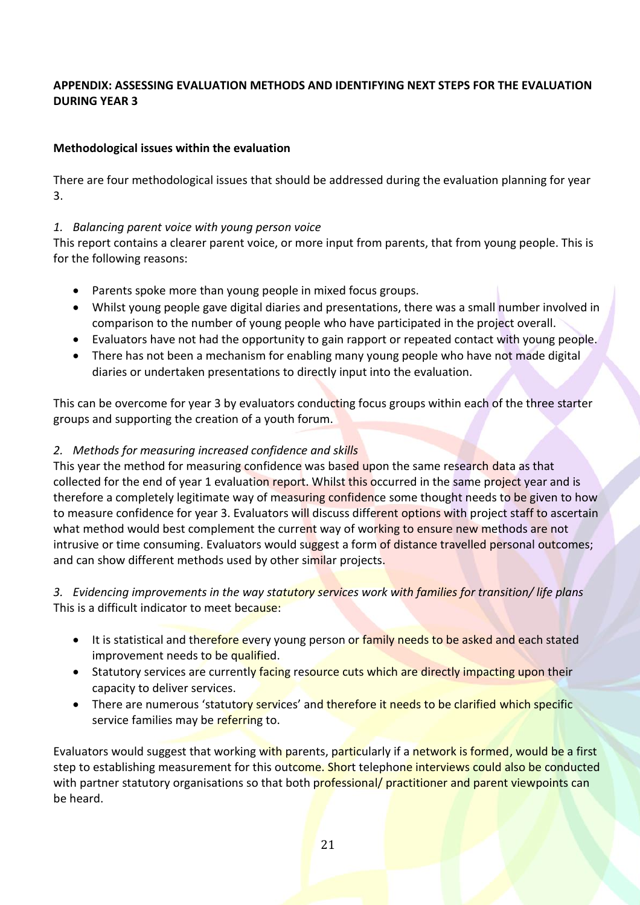**APPENDIX: ASSESSING EVALUATION METHODS AND IDENTIFYING NEXT STEPS FOR THE EVALUATION DURING YEAR 3**

**Methodological issues within the evaluation**

There are four methodological issues that should be addressed during the evaluation planning for year 3.

*1. Balancing parent voice with young person voice*

This report contains a clearer parent voice, or more input from parents, that from young people. This is for the following reasons:

- Parents spoke more than young people in mixed focus groups.
- Whilst young people gave digital diaries and presentations, there was a small number involved in comparison to the number of young people who have participated in the project overall.
- Evaluators have not had the opportunity to gain rapport or repeated contact with young people.
- There has not been a mechanism for enabling many young people who have not made digital diaries or undertaken presentations to directly input into the evaluation.

This can be overcome for year 3 by evaluators conducting focus groups within each of the three starter groups and supporting the creation of a youth forum.

*2. Methods for measuring increased confidence and skills*

This year the method for measuring confidence was based upon the same research data as that collected for the end of year 1 evaluation report. Whilst this occurred in the same project year and is therefore a completely legitimate way of measuring confidence some thought needs to be given to how to measure confidence for year 3. Evaluators will discuss different options with project staff to ascertain what method would best complement the current way of working to ensure new methods are not intrusive or time consuming. Evaluators would suggest a form of distance travelled personal outcomes; and can show different methods used by other similar projects.

*3. Evidencing improvements in the way statutory services work with families for transition/ life plans*

This is a difficult indicator to meet because:

- It is statistical and therefore every young person or family needs to be asked and each stated improvement needs to be qualified.
- Statutory services are currently facing resource cuts which are directly impacting upon their capacity to deliver services.
- There are numerous 'statutory services' and therefore it needs to be clarified which specific service families may be referring to.

Evaluators would suggest that working with parents, particularly if a network is formed, would be a first step to establishing measurement for this outcome. Short telephone interviews could also be conducted with partner statutory organisations so that both professional/ practitioner and parent viewpoints can be heard.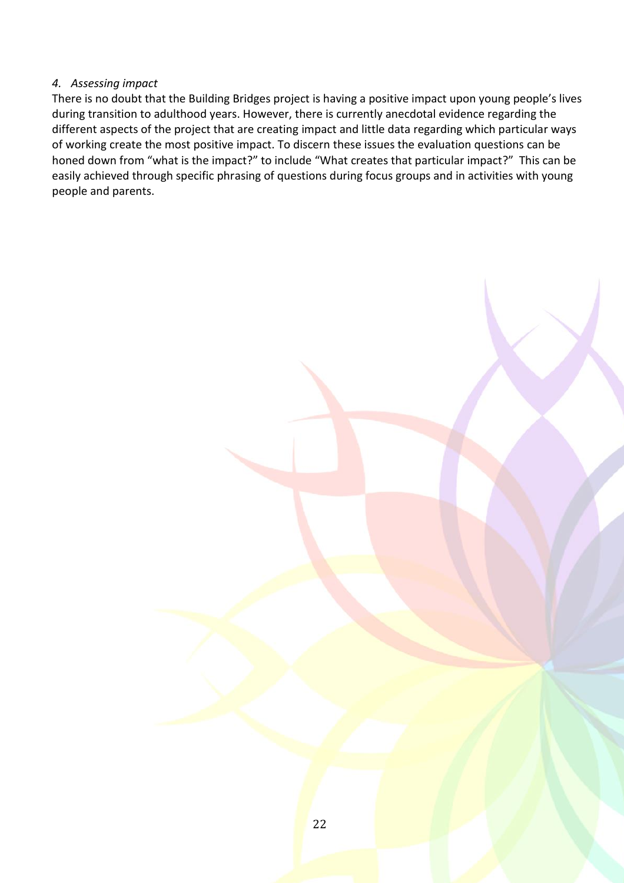*4. Assessing impact*

There is no doubt that the Building Bridges project is having a positive impact upon young people's lives during transition to adulthood years. However, there is currently anecdotal evidence regarding the different aspects of the project that are creating impact and little data regarding which particular ways of working create the most positive impact. To discern these issues the evaluation questions can be honed down from "what is the impact?" to include "What creates that particular impact?" This can be easily achieved through specific phrasing of questions during focus groups and in activities with young people and parents.